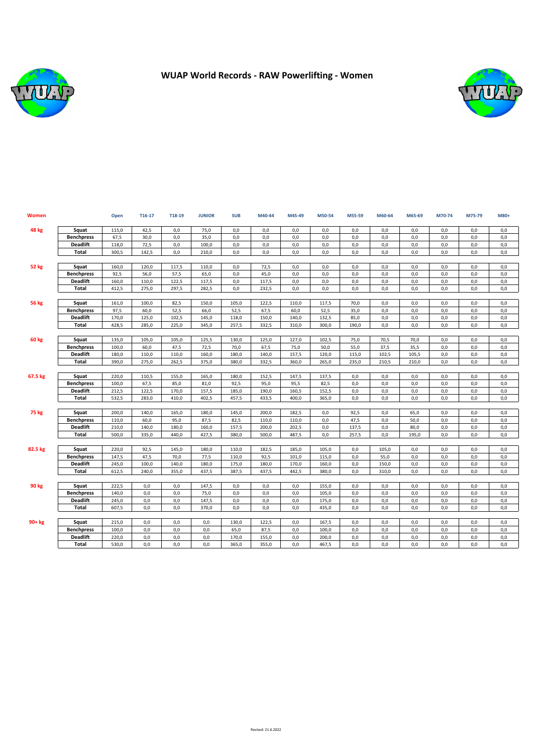# WUAP World Records - RAW Powerlifting - Women

| Women | | Open | T16-17 | T18-19 | JUNIOR | SUB | M40-44 | M45-49 | M50-54 | M55-59 | M60-64 | M65-69 | M70-74 | M75-79 | M80+ |
|---|---|---|---|---|---|---|---|---|---|---|---|---|---|---|---|
| 48 kg | Squat | 115,0 | 42,5 | 0,0 | 75,0 | 0,0 | 0,0 | 0,0 | 0,0 | 0,0 | 0,0 | 0,0 | 0,0 | 0,0 | 0,0 |
| | Benchpress | 67,5 | 30,0 | 0,0 | 35,0 | 0,0 | 0,0 | 0,0 | 0,0 | 0,0 | 0,0 | 0,0 | 0,0 | 0,0 | 0,0 |
| | Deadlift | 118,0 | 72,5 | 0,0 | 100,0 | 0,0 | 0,0 | 0,0 | 0,0 | 0,0 | 0,0 | 0,0 | 0,0 | 0,0 | 0,0 |
| | Total | 300,5 | 142,5 | 0,0 | 210,0 | 0,0 | 0,0 | 0,0 | 0,0 | 0,0 | 0,0 | 0,0 | 0,0 | 0,0 | 0,0 |
| 52 kg | Squat | 160,0 | 120,0 | 117,5 | 110,0 | 0,0 | 72,5 | 0,0 | 0,0 | 0,0 | 0,0 | 0,0 | 0,0 | 0,0 | 0,0 |
| | Benchpress | 92,5 | 56,0 | 57,5 | 65,0 | 0,0 | 45,0 | 0,0 | 0,0 | 0,0 | 0,0 | 0,0 | 0,0 | 0,0 | 0,0 |
| | Deadlift | 160,0 | 110,0 | 122,5 | 117,5 | 0,0 | 117,5 | 0,0 | 0,0 | 0,0 | 0,0 | 0,0 | 0,0 | 0,0 | 0,0 |
| | Total | 412,5 | 275,0 | 297,5 | 282,5 | 0,0 | 232,5 | 0,0 | 0,0 | 0,0 | 0,0 | 0,0 | 0,0 | 0,0 | 0,0 |
| 56 kg | Squat | 161,0 | 100,0 | 82,5 | 150,0 | 105,0 | 122,5 | 110,0 | 117,5 | 70,0 | 0,0 | 0,0 | 0,0 | 0,0 | 0,0 |
| | Benchpress | 97,5 | 60,0 | 52,5 | 66,0 | 52,5 | 67,5 | 60,0 | 52,5 | 35,0 | 0,0 | 0,0 | 0,0 | 0,0 | 0,0 |
| | Deadlift | 170,0 | 125,0 | 102,5 | 145,0 | 118,0 | 150,0 | 140,0 | 132,5 | 85,0 | 0,0 | 0,0 | 0,0 | 0,0 | 0,0 |
| | Total | 428,5 | 285,0 | 225,0 | 345,0 | 257,5 | 332,5 | 310,0 | 300,0 | 190,0 | 0,0 | 0,0 | 0,0 | 0,0 | 0,0 |
| 60 kg | Squat | 135,0 | 105,0 | 105,0 | 125,5 | 130,0 | 125,0 | 127,0 | 102,5 | 75,0 | 70,5 | 70,0 | 0,0 | 0,0 | 0,0 |
| | Benchpress | 100,0 | 60,0 | 47,5 | 72,5 | 70,0 | 67,5 | 75,0 | 50,0 | 55,0 | 37,5 | 35,5 | 0,0 | 0,0 | 0,0 |
| | Deadlift | 180,0 | 110,0 | 110,0 | 160,0 | 180,0 | 140,0 | 157,5 | 120,0 | 115,0 | 102,5 | 105,5 | 0,0 | 0,0 | 0,0 |
| | Total | 390,0 | 275,0 | 262,5 | 375,0 | 380,0 | 332,5 | 360,0 | 265,0 | 235,0 | 210,5 | 210,0 | 0,0 | 0,0 | 0,0 |
| 67.5 kg | Squat | 220,0 | 110,5 | 155,0 | 165,0 | 180,0 | 152,5 | 147,5 | 137,5 | 0,0 | 0,0 | 0,0 | 0,0 | 0,0 | 0,0 |
| | Benchpress | 100,0 | 67,5 | 85,0 | 81,0 | 92,5 | 95,0 | 95,5 | 82,5 | 0,0 | 0,0 | 0,0 | 0,0 | 0,0 | 0,0 |
| | Deadlift | 212,5 | 122,5 | 170,0 | 157,5 | 185,0 | 190,0 | 160,5 | 152,5 | 0,0 | 0,0 | 0,0 | 0,0 | 0,0 | 0,0 |
| | Total | 532,5 | 283,0 | 410,0 | 402,5 | 457,5 | 433,5 | 400,0 | 365,0 | 0,0 | 0,0 | 0,0 | 0,0 | 0,0 | 0,0 |
| 75 kg | Squat | 200,0 | 140,0 | 165,0 | 180,0 | 145,0 | 200,0 | 182,5 | 0,0 | 92,5 | 0,0 | 65,0 | 0,0 | 0,0 | 0,0 |
| | Benchpress | 110,0 | 60,0 | 95,0 | 87,5 | 82,5 | 110,0 | 110,0 | 0,0 | 47,5 | 0,0 | 50,0 | 0,0 | 0,0 | 0,0 |
| | Deadlift | 210,0 | 140,0 | 180,0 | 160,0 | 157,5 | 200,0 | 202,5 | 0,0 | 137,5 | 0,0 | 80,0 | 0,0 | 0,0 | 0,0 |
| | Total | 500,0 | 335,0 | 440,0 | 427,5 | 380,0 | 500,0 | 487,5 | 0,0 | 257,5 | 0,0 | 195,0 | 0,0 | 0,0 | 0,0 |
| 82.5 kg | Squat | 220,0 | 92,5 | 145,0 | 180,0 | 110,0 | 182,5 | 185,0 | 105,0 | 0,0 | 105,0 | 0,0 | 0,0 | 0,0 | 0,0 |
| | Benchpress | 147,5 | 47,5 | 70,0 | 77,5 | 110,0 | 92,5 | 101,0 | 115,0 | 0,0 | 55,0 | 0,0 | 0,0 | 0,0 | 0,0 |
| | Deadlift | 245,0 | 100,0 | 140,0 | 180,0 | 175,0 | 180,0 | 170,0 | 160,0 | 0,0 | 150,0 | 0,0 | 0,0 | 0,0 | 0,0 |
| | Total | 612,5 | 240,0 | 355,0 | 437,5 | 387,5 | 437,5 | 442,5 | 380,0 | 0,0 | 310,0 | 0,0 | 0,0 | 0,0 | 0,0 |
| 90 kg | Squat | 222,5 | 0,0 | 0,0 | 147,5 | 0,0 | 0,0 | 0,0 | 155,0 | 0,0 | 0,0 | 0,0 | 0,0 | 0,0 | 0,0 |
| | Benchpress | 140,0 | 0,0 | 0,0 | 75,0 | 0,0 | 0,0 | 0,0 | 105,0 | 0,0 | 0,0 | 0,0 | 0,0 | 0,0 | 0,0 |
| | Deadlift | 245,0 | 0,0 | 0,0 | 147,5 | 0,0 | 0,0 | 0,0 | 175,0 | 0,0 | 0,0 | 0,0 | 0,0 | 0,0 | 0,0 |
| | Total | 607,5 | 0,0 | 0,0 | 370,0 | 0,0 | 0,0 | 0,0 | 435,0 | 0,0 | 0,0 | 0,0 | 0,0 | 0,0 | 0,0 |
| 90+ kg | Squat | 215,0 | 0,0 | 0,0 | 0,0 | 130,0 | 122,5 | 0,0 | 167,5 | 0,0 | 0,0 | 0,0 | 0,0 | 0,0 | 0,0 |
| | Benchpress | 100,0 | 0,0 | 0,0 | 0,0 | 65,0 | 87,5 | 0,0 | 100,0 | 0,0 | 0,0 | 0,0 | 0,0 | 0,0 | 0,0 |
| | Deadlift | 220,0 | 0,0 | 0,0 | 0,0 | 170,0 | 155,0 | 0,0 | 200,0 | 0,0 | 0,0 | 0,0 | 0,0 | 0,0 | 0,0 |
| | Total | 530,0 | 0,0 | 0,0 | 0,0 | 365,0 | 355,0 | 0,0 | 467,5 | 0,0 | 0,0 | 0,0 | 0,0 | 0,0 | 0,0 |

Revised: 21.6.2022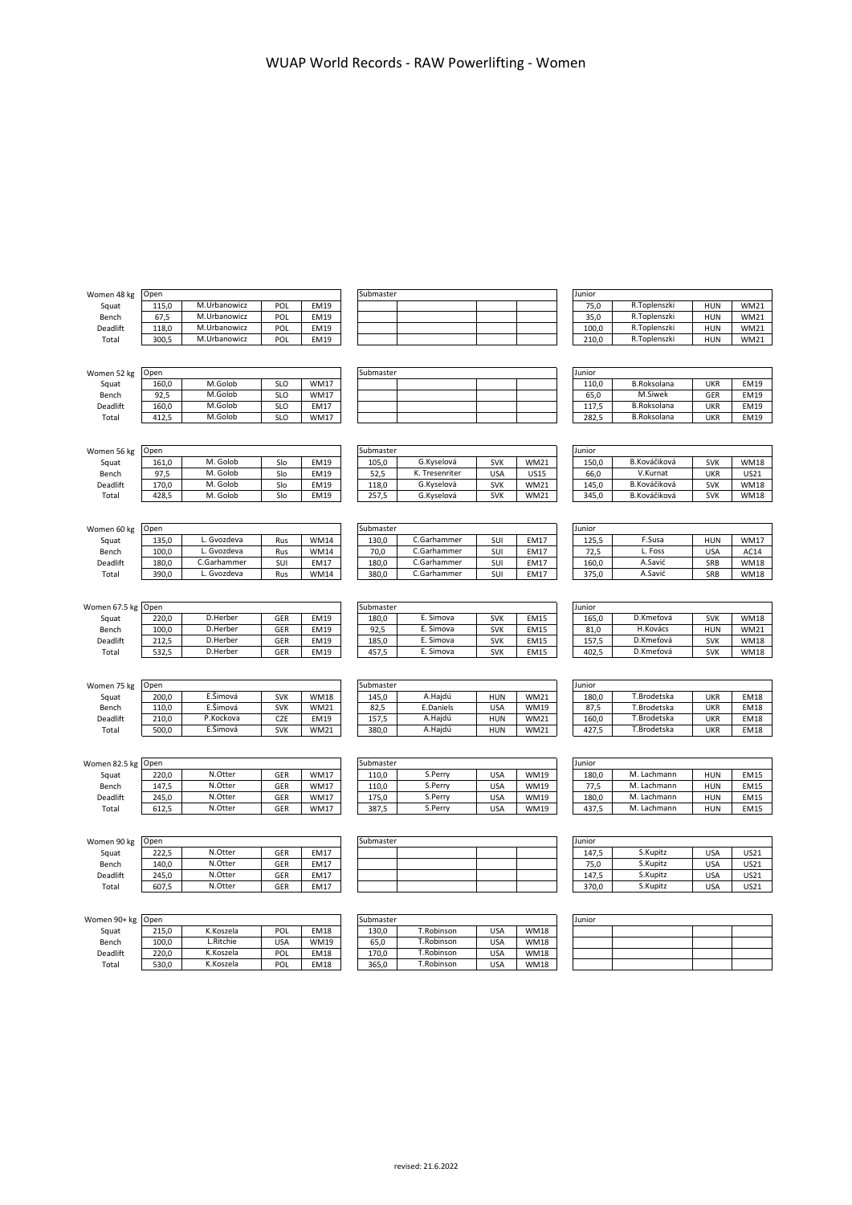# WUAP World Records - RAW Powerlifting - Women

| Women 48 kg | Open | | | | Submaster | | | | Junior | | | |
|---|---|---|---|---|---|---|---|---|---|---|---|---|
| Squat | 115,0 | M.Urbanowicz | POL | EM19 | | | | | 75,0 | R.Toplenszki | HUN | WM21 |
| Bench | 67,5 | M.Urbanowicz | POL | EM19 | | | | | 35,0 | R.Toplenszki | HUN | WM21 |
| Deadlift | 118,0 | M.Urbanowicz | POL | EM19 | | | | | 100,0 | R.Toplenszki | HUN | WM21 |
| Total | 300,5 | M.Urbanowicz | POL | EM19 | | | | | 210,0 | R.Toplenszki | HUN | WM21 |

| Women 52 kg | Open | | | | Submaster | | | | Junior | | | |
|---|---|---|---|---|---|---|---|---|---|---|---|---|
| Squat | 160,0 | M.Golob | SLO | WM17 | | | | | 110,0 | B.Roksolana | UKR | EM19 |
| Bench | 92,5 | M.Golob | SLO | WM17 | | | | | 65,0 | M.Siwek | GER | EM19 |
| Deadlift | 160,0 | M.Golob | SLO | EM17 | | | | | 117,5 | B.Roksolana | UKR | EM19 |
| Total | 412,5 | M.Golob | SLO | WM17 | | | | | 282,5 | B.Roksolana | UKR | EM19 |

| Women 56 kg | Open | | | | Submaster | | | | Junior | | | |
|---|---|---|---|---|---|---|---|---|---|---|---|---|
| Squat | 161,0 | M. Golob | Slo | EM19 | 105,0 | G.Kyselová | SVK | WM21 | 150,0 | B.Kováčiková | SVK | WM18 |
| Bench | 97,5 | M. Golob | Slo | EM19 | 52,5 | K. Tresenriter | USA | US15 | 66,0 | V.Kurnat | UKR | US21 |
| Deadlift | 170,0 | M. Golob | Slo | EM19 | 118,0 | G.Kyselová | SVK | WM21 | 145,0 | B.Kováčiková | SVK | WM18 |
| Total | 428,5 | M. Golob | Slo | EM19 | 257,5 | G.Kyselová | SVK | WM21 | 345,0 | B.Kováčiková | SVK | WM18 |

| Women 60 kg | Open | | | | Submaster | | | | Junior | | | |
|---|---|---|---|---|---|---|---|---|---|---|---|---|
| Squat | 135,0 | L. Gvozdeva | Rus | WM14 | 130,0 | C.Garhammer | SUI | EM17 | 125,5 | F.Susa | HUN | WM17 |
| Bench | 100,0 | L. Gvozdeva | Rus | WM14 | 70,0 | C.Garhammer | SUI | EM17 | 72,5 | L. Foss | USA | AC14 |
| Deadlift | 180,0 | C.Garhammer | SUI | EM17 | 180,0 | C.Garhammer | SUI | EM17 | 160,0 | A.Savić | SRB | WM18 |
| Total | 390,0 | L. Gvozdeva | Rus | WM14 | 380,0 | C.Garhammer | SUI | EM17 | 375,0 | A.Savić | SRB | WM18 |

| Women 67.5 kg | Open | | | | Submaster | | | | Junior | | | |
|---|---|---|---|---|---|---|---|---|---|---|---|---|
| Squat | 220,0 | D.Herber | GER | EM19 | 180,0 | E. Simova | SVK | EM15 | 165,0 | D.Kmeťová | SVK | WM18 |
| Bench | 100,0 | D.Herber | GER | EM19 | 92,5 | E. Simova | SVK | EM15 | 81,0 | H.Kovács | HUN | WM21 |
| Deadlift | 212,5 | D.Herber | GER | EM19 | 185,0 | E. Simova | SVK | EM15 | 157,5 | D.Kmeťová | SVK | WM18 |
| Total | 532,5 | D.Herber | GER | EM19 | 457,5 | E. Simova | SVK | EM15 | 402,5 | D.Kmeťová | SVK | WM18 |

| Women 75 kg | Open | | | | Submaster | | | | Junior | | | |
|---|---|---|---|---|---|---|---|---|---|---|---|---|
| Squat | 200,0 | E.Šimová | SVK | WM18 | 145,0 | A.Hajdú | HUN | WM21 | 180,0 | T.Brodetska | UKR | EM18 |
| Bench | 110,0 | E.Šimová | SVK | WM21 | 82,5 | E.Daniels | USA | WM19 | 87,5 | T.Brodetska | UKR | EM18 |
| Deadlift | 210,0 | P.Kockova | CZE | EM19 | 157,5 | A.Hajdú | HUN | WM21 | 160,0 | T.Brodetska | UKR | EM18 |
| Total | 500,0 | E.Šimová | SVK | WM21 | 380,0 | A.Hajdú | HUN | WM21 | 427,5 | T.Brodetska | UKR | EM18 |

| Women 82.5 kg | Open | | | | Submaster | | | | Junior | | | |
|---|---|---|---|---|---|---|---|---|---|---|---|---|
| Squat | 220,0 | N.Otter | GER | WM17 | 110,0 | S.Perry | USA | WM19 | 180,0 | M. Lachmann | HUN | EM15 |
| Bench | 147,5 | N.Otter | GER | WM17 | 110,0 | S.Perry | USA | WM19 | 77,5 | M. Lachmann | HUN | EM15 |
| Deadlift | 245,0 | N.Otter | GER | WM17 | 175,0 | S.Perry | USA | WM19 | 180,0 | M. Lachmann | HUN | EM15 |
| Total | 612,5 | N.Otter | GER | WM17 | 387,5 | S.Perry | USA | WM19 | 437,5 | M. Lachmann | HUN | EM15 |

| Women 90 kg | Open | | | | Submaster | | | | Junior | | | |
|---|---|---|---|---|---|---|---|---|---|---|---|---|
| Squat | 222,5 | N.Otter | GER | EM17 | | | | | 147,5 | S.Kupitz | USA | US21 |
| Bench | 140,0 | N.Otter | GER | EM17 | | | | | 75,0 | S.Kupitz | USA | US21 |
| Deadlift | 245,0 | N.Otter | GER | EM17 | | | | | 147,5 | S.Kupitz | USA | US21 |
| Total | 607,5 | N.Otter | GER | EM17 | | | | | 370,0 | S.Kupitz | USA | US21 |

| Women 90+ kg | Open | | | | Submaster | | | | Junior | | | |
|---|---|---|---|---|---|---|---|---|---|---|---|---|
| Squat | 215,0 | K.Koszela | POL | EM18 | 130,0 | T.Robinson | USA | WM18 | | | | |
| Bench | 100,0 | L.Ritchie | USA | WM19 | 65,0 | T.Robinson | USA | WM18 | | | | |
| Deadlift | 220,0 | K.Koszela | POL | EM18 | 170,0 | T.Robinson | USA | WM18 | | | | |
| Total | 530,0 | K.Koszela | POL | EM18 | 365,0 | T.Robinson | USA | WM18 | | | | |

revised: 21.6.2022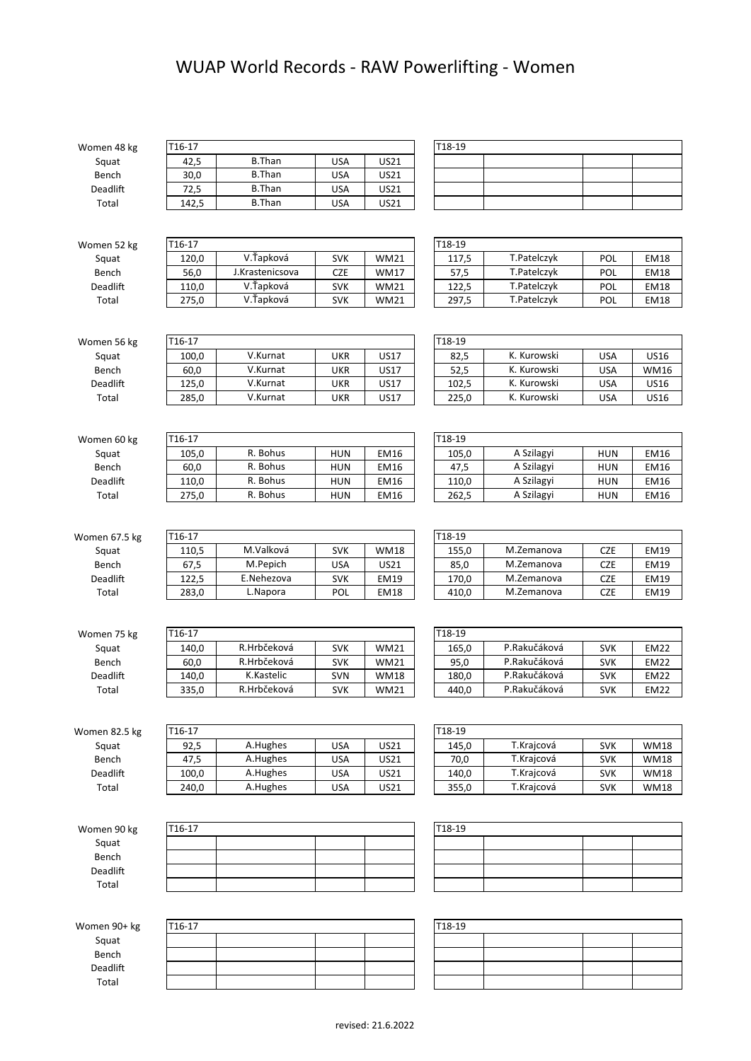# WUAP World Records - RAW Powerlifting - Women

| Women 48 kg | T16-17 | | | | T18-19 | | | |
|---|---|---|---|---|---|---|---|---|
| Squat | 42,5 | B.Than | USA | US21 | | | | |
| Bench | 30,0 | B.Than | USA | US21 | | | | |
| Deadlift | 72,5 | B.Than | USA | US21 | | | | |
| Total | 142,5 | B.Than | USA | US21 | | | | |

| Women 52 kg | T16-17 | | | | T18-19 | | | |
|---|---|---|---|---|---|---|---|---|
| Squat | 120,0 | V.Ťapková | SVK | WM21 | 117,5 | T.Patelczyk | POL | EM18 |
| Bench | 56,0 | J.Krastenicsova | CZE | WM17 | 57,5 | T.Patelczyk | POL | EM18 |
| Deadlift | 110,0 | V.Ťapková | SVK | WM21 | 122,5 | T.Patelczyk | POL | EM18 |
| Total | 275,0 | V.Ťapková | SVK | WM21 | 297,5 | T.Patelczyk | POL | EM18 |

| Women 56 kg | T16-17 | | | | T18-19 | | | |
|---|---|---|---|---|---|---|---|---|
| Squat | 100,0 | V.Kurnat | UKR | US17 | 82,5 | K. Kurowski | USA | US16 |
| Bench | 60,0 | V.Kurnat | UKR | US17 | 52,5 | K. Kurowski | USA | WM16 |
| Deadlift | 125,0 | V.Kurnat | UKR | US17 | 102,5 | K. Kurowski | USA | US16 |
| Total | 285,0 | V.Kurnat | UKR | US17 | 225,0 | K. Kurowski | USA | US16 |

| Women 60 kg | T16-17 | | | | T18-19 | | | |
|---|---|---|---|---|---|---|---|---|
| Squat | 105,0 | R. Bohus | HUN | EM16 | 105,0 | A Szilagyi | HUN | EM16 |
| Bench | 60,0 | R. Bohus | HUN | EM16 | 47,5 | A Szilagyi | HUN | EM16 |
| Deadlift | 110,0 | R. Bohus | HUN | EM16 | 110,0 | A Szilagyi | HUN | EM16 |
| Total | 275,0 | R. Bohus | HUN | EM16 | 262,5 | A Szilagyi | HUN | EM16 |

| Women 67.5 kg | T16-17 | | | | T18-19 | | | |
|---|---|---|---|---|---|---|---|---|
| Squat | 110,5 | M.Valková | SVK | WM18 | 155,0 | M.Zemanova | CZE | EM19 |
| Bench | 67,5 | M.Pepich | USA | US21 | 85,0 | M.Zemanova | CZE | EM19 |
| Deadlift | 122,5 | E.Nehezova | SVK | EM19 | 170,0 | M.Zemanova | CZE | EM19 |
| Total | 283,0 | L.Napora | POL | EM18 | 410,0 | M.Zemanova | CZE | EM19 |

| Women 75 kg | T16-17 | | | | T18-19 | | | |
|---|---|---|---|---|---|---|---|---|
| Squat | 140,0 | R.Hrbčeková | SVK | WM21 | 165,0 | P.Rakučáková | SVK | EM22 |
| Bench | 60,0 | R.Hrbčeková | SVK | WM21 | 95,0 | P.Rakučáková | SVK | EM22 |
| Deadlift | 140,0 | K.Kastelic | SVN | WM18 | 180,0 | P.Rakučáková | SVK | EM22 |
| Total | 335,0 | R.Hrbčeková | SVK | WM21 | 440,0 | P.Rakučáková | SVK | EM22 |

| Women 82.5 kg | T16-17 | | | | T18-19 | | | |
|---|---|---|---|---|---|---|---|---|
| Squat | 92,5 | A.Hughes | USA | US21 | 145,0 | T.Krajcová | SVK | WM18 |
| Bench | 47,5 | A.Hughes | USA | US21 | 70,0 | T.Krajcová | SVK | WM18 |
| Deadlift | 100,0 | A.Hughes | USA | US21 | 140,0 | T.Krajcová | SVK | WM18 |
| Total | 240,0 | A.Hughes | USA | US21 | 355,0 | T.Krajcová | SVK | WM18 |

| Women 90 kg | T16-17 | | | | T18-19 | | | |
|---|---|---|---|---|---|---|---|---|
| Squat | | | | | | | | |
| Bench | | | | | | | | |
| Deadlift | | | | | | | | |
| Total | | | | | | | | |

| Women 90+ kg | T16-17 | | | | T18-19 | | | |
|---|---|---|---|---|---|---|---|---|
| Squat | | | | | | | | |
| Bench | | | | | | | | |
| Deadlift | | | | | | | | |
| Total | | | | | | | | |

revised: 21.6.2022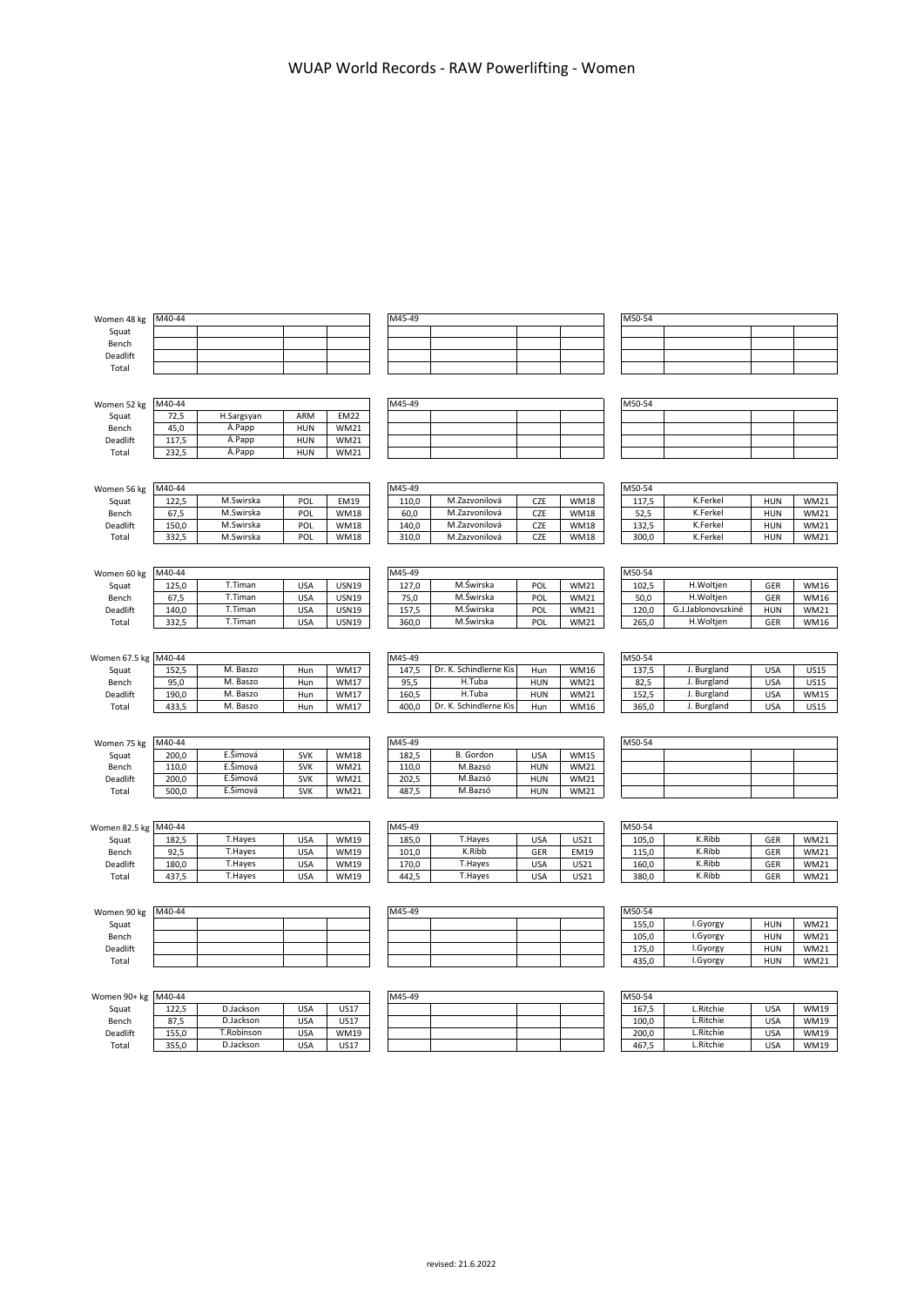# WUAP World Records - RAW Powerlifting - Women

| Women 48 kg | M40-44 | | | | M45-49 | | | | M50-54 | | | |
|---|---|---|---|---|---|---|---|---|---|---|---|---|
| Squat | | | | | | | | | | | | |
| Bench | | | | | | | | | | | | |
| Deadlift | | | | | | | | | | | | |
| Total | | | | | | | | | | | | |

| Women 52 kg | M40-44 | | | | M45-49 | | | | M50-54 | | | |
|---|---|---|---|---|---|---|---|---|---|---|---|---|
| Squat | 72,5 | H.Sargsyan | ARM | EM22 | | | | | | | | |
| Bench | 45,0 | Á.Papp | HUN | WM21 | | | | | | | | |
| Deadlift | 117,5 | Á.Papp | HUN | WM21 | | | | | | | | |
| Total | 232,5 | Á.Papp | HUN | WM21 | | | | | | | | |

| Women 56 kg | M40-44 | | | | M45-49 | | | | M50-54 | | | |
|---|---|---|---|---|---|---|---|---|---|---|---|---|
| Squat | 122,5 | M.Swirska | POL | EM19 | 110,0 | M.Zazvonilová | CZE | WM18 | 117,5 | K.Ferkel | HUN | WM21 |
| Bench | 67,5 | M.Swirska | POL | WM18 | 60,0 | M.Zazvonilová | CZE | WM18 | 52,5 | K.Ferkel | HUN | WM21 |
| Deadlift | 150,0 | M.Swirska | POL | WM18 | 140,0 | M.Zazvonilová | CZE | WM18 | 132,5 | K.Ferkel | HUN | WM21 |
| Total | 332,5 | M.Swirska | POL | WM18 | 310,0 | M.Zazvonilová | CZE | WM18 | 300,0 | K.Ferkel | HUN | WM21 |

| Women 60 kg | M40-44 | | | | M45-49 | | | | M50-54 | | | |
|---|---|---|---|---|---|---|---|---|---|---|---|---|
| Squat | 125,0 | T.Timan | USA | USN19 | 127,0 | M.Świrska | POL | WM21 | 102,5 | H.Woltjen | GER | WM16 |
| Bench | 67,5 | T.Timan | USA | USN19 | 75,0 | M.Świrska | POL | WM21 | 50,0 | H.Woltjen | GER | WM16 |
| Deadlift | 140,0 | T.Timan | USA | USN19 | 157,5 | M.Świrska | POL | WM21 | 120,0 | G.J.Jablonovszkiné | HUN | WM21 |
| Total | 332,5 | T.Timan | USA | USN19 | 360,0 | M.Świrska | POL | WM21 | 265,0 | H.Woltjen | GER | WM16 |

| Women 67.5 kg | M40-44 | | | | M45-49 | | | | M50-54 | | | |
|---|---|---|---|---|---|---|---|---|---|---|---|---|
| Squat | 152,5 | M. Baszo | Hun | WM17 | 147,5 | Dr. K. Schindlerne Kis | Hun | WM16 | 137,5 | J. Burgland | USA | US15 |
| Bench | 95,0 | M. Baszo | Hun | WM17 | 95,5 | H.Tuba | HUN | WM21 | 82,5 | J. Burgland | USA | US15 |
| Deadlift | 190,0 | M. Baszo | Hun | WM17 | 160,5 | H.Tuba | HUN | WM21 | 152,5 | J. Burgland | USA | WM15 |
| Total | 433,5 | M. Baszo | Hun | WM17 | 400,0 | Dr. K. Schindlerne Kis | Hun | WM16 | 365,0 | J. Burgland | USA | US15 |

| Women 75 kg | M40-44 | | | | M45-49 | | | | M50-54 | | | |
|---|---|---|---|---|---|---|---|---|---|---|---|---|
| Squat | 200,0 | E.Šimová | SVK | WM18 | 182,5 | B. Gordon | USA | WM15 | | | | |
| Bench | 110,0 | E.Šimová | SVK | WM21 | 110,0 | M.Bazsó | HUN | WM21 | | | | |
| Deadlift | 200,0 | E.Šimová | SVK | WM21 | 202,5 | M.Bazsó | HUN | WM21 | | | | |
| Total | 500,0 | E.Šimová | SVK | WM21 | 487,5 | M.Bazsó | HUN | WM21 | | | | |

| Women 82.5 kg | M40-44 | | | | M45-49 | | | | M50-54 | | | |
|---|---|---|---|---|---|---|---|---|---|---|---|---|
| Squat | 182,5 | T.Hayes | USA | WM19 | 185,0 | T.Hayes | USA | US21 | 105,0 | K.Ribb | GER | WM21 |
| Bench | 92,5 | T.Hayes | USA | WM19 | 101,0 | K.Ribb | GER | EM19 | 115,0 | K.Ribb | GER | WM21 |
| Deadlift | 180,0 | T.Hayes | USA | WM19 | 170,0 | T.Hayes | USA | US21 | 160,0 | K.Ribb | GER | WM21 |
| Total | 437,5 | T.Hayes | USA | WM19 | 442,5 | T.Hayes | USA | US21 | 380,0 | K.Ribb | GER | WM21 |

| Women 90 kg | M40-44 | | | | M45-49 | | | | M50-54 | | | |
|---|---|---|---|---|---|---|---|---|---|---|---|---|
| Squat | | | | | | | | | 155,0 | I.Gyorgy | HUN | WM21 |
| Bench | | | | | | | | | 105,0 | I.Gyorgy | HUN | WM21 |
| Deadlift | | | | | | | | | 175,0 | I.Gyorgy | HUN | WM21 |
| Total | | | | | | | | | 435,0 | I.Gyorgy | HUN | WM21 |

| Women 90+ kg | M40-44 | | | | M45-49 | | | | M50-54 | | | |
|---|---|---|---|---|---|---|---|---|---|---|---|---|
| Squat | 122,5 | D.Jackson | USA | US17 | | | | | 167,5 | L.Ritchie | USA | WM19 |
| Bench | 87,5 | D.Jackson | USA | US17 | | | | | 100,0 | L.Ritchie | USA | WM19 |
| Deadlift | 155,0 | T.Robinson | USA | WM19 | | | | | 200,0 | L.Ritchie | USA | WM19 |
| Total | 355,0 | D.Jackson | USA | US17 | | | | | 467,5 | L.Ritchie | USA | WM19 |

revised: 21.6.2022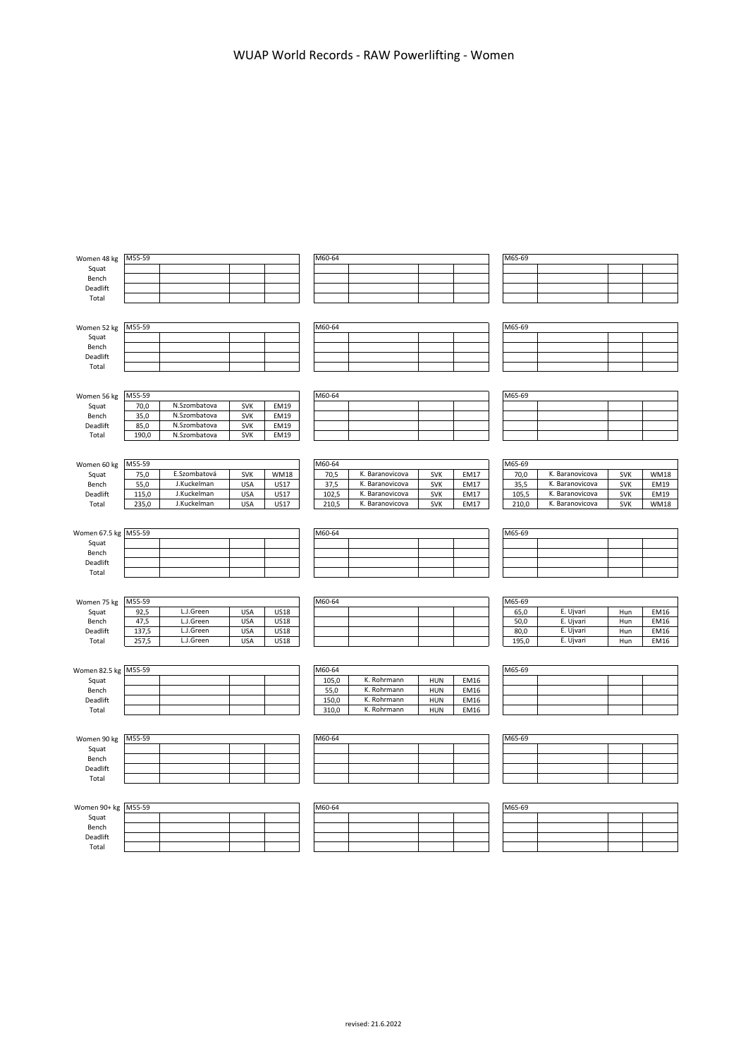# WUAP World Records - RAW Powerlifting - Women

| Women 48 kg | M55-59 | | | | M60-64 | | | | M65-69 | | | |
|---|---|---|---|---|---|---|---|---|---|---|---|---|
| Squat | | | | | | | | | | | | |
| Bench | | | | | | | | | | | | |
| Deadlift | | | | | | | | | | | | |
| Total | | | | | | | | | | | | |

| Women 52 kg | M55-59 | | | | M60-64 | | | | M65-69 | | | |
|---|---|---|---|---|---|---|---|---|---|---|---|---|
| Squat | | | | | | | | | | | | |
| Bench | | | | | | | | | | | | |
| Deadlift | | | | | | | | | | | | |
| Total | | | | | | | | | | | | |

| Women 56 kg | M55-59 | | | | M60-64 | | | | M65-69 | | | |
|---|---|---|---|---|---|---|---|---|---|---|---|---|
| Squat | 70,0 | N.Szombatova | SVK | EM19 | | | | | | | | |
| Bench | 35,0 | N.Szombatova | SVK | EM19 | | | | | | | | |
| Deadlift | 85,0 | N.Szombatova | SVK | EM19 | | | | | | | | |
| Total | 190,0 | N.Szombatova | SVK | EM19 | | | | | | | | |

| Women 60 kg | M55-59 | | | | M60-64 | | | | M65-69 | | | |
|---|---|---|---|---|---|---|---|---|---|---|---|---|
| Squat | 75,0 | E.Szombatová | SVK | WM18 | 70,5 | K. Baranovicova | SVK | EM17 | 70,0 | K. Baranovicova | SVK | WM18 |
| Bench | 55,0 | J.Kuckelman | USA | US17 | 37,5 | K. Baranovicova | SVK | EM17 | 35,5 | K. Baranovicova | SVK | EM19 |
| Deadlift | 115,0 | J.Kuckelman | USA | US17 | 102,5 | K. Baranovicova | SVK | EM17 | 105,5 | K. Baranovicova | SVK | EM19 |
| Total | 235,0 | J.Kuckelman | USA | US17 | 210,5 | K. Baranovicova | SVK | EM17 | 210,0 | K. Baranovicova | SVK | WM18 |

| Women 67.5 kg | M55-59 | | | | M60-64 | | | | M65-69 | | | |
|---|---|---|---|---|---|---|---|---|---|---|---|---|
| Squat | | | | | | | | | | | | |
| Bench | | | | | | | | | | | | |
| Deadlift | | | | | | | | | | | | |
| Total | | | | | | | | | | | | |

| Women 75 kg | M55-59 | | | | M60-64 | | | | M65-69 | | | |
|---|---|---|---|---|---|---|---|---|---|---|---|---|
| Squat | 92,5 | L.J.Green | USA | US18 | | | | | 65,0 | E. Ujvari | Hun | EM16 |
| Bench | 47,5 | L.J.Green | USA | US18 | | | | | 50,0 | E. Ujvari | Hun | EM16 |
| Deadlift | 137,5 | L.J.Green | USA | US18 | | | | | 80,0 | E. Ujvari | Hun | EM16 |
| Total | 257,5 | L.J.Green | USA | US18 | | | | | 195,0 | E. Ujvari | Hun | EM16 |

| Women 82.5 kg | M55-59 | | | | M60-64 | | | | M65-69 | | | |
|---|---|---|---|---|---|---|---|---|---|---|---|---|
| Squat | | | | | 105,0 | K. Rohrmann | HUN | EM16 | | | | |
| Bench | | | | | 55,0 | K. Rohrmann | HUN | EM16 | | | | |
| Deadlift | | | | | 150,0 | K. Rohrmann | HUN | EM16 | | | | |
| Total | | | | | 310,0 | K. Rohrmann | HUN | EM16 | | | | |

| Women 90 kg | M55-59 | | | | M60-64 | | | | M65-69 | | | |
|---|---|---|---|---|---|---|---|---|---|---|---|---|
| Squat | | | | | | | | | | | | |
| Bench | | | | | | | | | | | | |
| Deadlift | | | | | | | | | | | | |
| Total | | | | | | | | | | | | |

| Women 90+ kg | M55-59 | | | | M60-64 | | | | M65-69 | | | |
|---|---|---|---|---|---|---|---|---|---|---|---|---|
| Squat | | | | | | | | | | | | |
| Bench | | | | | | | | | | | | |
| Deadlift | | | | | | | | | | | | |
| Total | | | | | | | | | | | | |

revised: 21.6.2022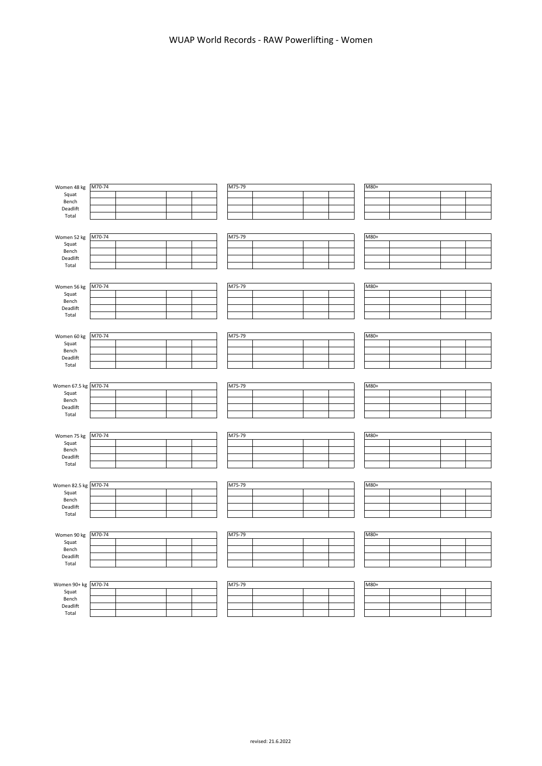# WUAP World Records - RAW Powerlifting - Women

| Women 48 kg | M70-74 | | | | M75-79 | | | | M80+ | | | |
|---|---|---|---|---|---|---|---|---|---|---|---|---|
| Squat | | | | | | | | | | | | |
| Bench | | | | | | | | | | | | |
| Deadlift | | | | | | | | | | | | |
| Total | | | | | | | | | | | | |

| Women 52 kg | M70-74 | | | | M75-79 | | | | M80+ | | | |
|---|---|---|---|---|---|---|---|---|---|---|---|---|
| Squat | | | | | | | | | | | | |
| Bench | | | | | | | | | | | | |
| Deadlift | | | | | | | | | | | | |
| Total | | | | | | | | | | | | |

| Women 56 kg | M70-74 | | | | M75-79 | | | | M80+ | | | |
|---|---|---|---|---|---|---|---|---|---|---|---|---|
| Squat | | | | | | | | | | | | |
| Bench | | | | | | | | | | | | |
| Deadlift | | | | | | | | | | | | |
| Total | | | | | | | | | | | | |

| Women 60 kg | M70-74 | | | | M75-79 | | | | M80+ | | | |
|---|---|---|---|---|---|---|---|---|---|---|---|---|
| Squat | | | | | | | | | | | | |
| Bench | | | | | | | | | | | | |
| Deadlift | | | | | | | | | | | | |
| Total | | | | | | | | | | | | |

| Women 67.5 kg | M70-74 | | | | M75-79 | | | | M80+ | | | |
|---|---|---|---|---|---|---|---|---|---|---|---|---|
| Squat | | | | | | | | | | | | |
| Bench | | | | | | | | | | | | |
| Deadlift | | | | | | | | | | | | |
| Total | | | | | | | | | | | | |

| Women 75 kg | M70-74 | | | | M75-79 | | | | M80+ | | | |
|---|---|---|---|---|---|---|---|---|---|---|---|---|
| Squat | | | | | | | | | | | | |
| Bench | | | | | | | | | | | | |
| Deadlift | | | | | | | | | | | | |
| Total | | | | | | | | | | | | |

| Women 82.5 kg | M70-74 | | | | M75-79 | | | | M80+ | | | |
|---|---|---|---|---|---|---|---|---|---|---|---|---|
| Squat | | | | | | | | | | | | |
| Bench | | | | | | | | | | | | |
| Deadlift | | | | | | | | | | | | |
| Total | | | | | | | | | | | | |

| Women 90 kg | M70-74 | | | | M75-79 | | | | M80+ | | | |
|---|---|---|---|---|---|---|---|---|---|---|---|---|
| Squat | | | | | | | | | | | | |
| Bench | | | | | | | | | | | | |
| Deadlift | | | | | | | | | | | | |
| Total | | | | | | | | | | | | |

| Women 90+ kg | M70-74 | | | | M75-79 | | | | M80+ | | | |
|---|---|---|---|---|---|---|---|---|---|---|---|---|
| Squat | | | | | | | | | | | | |
| Bench | | | | | | | | | | | | |
| Deadlift | | | | | | | | | | | | |
| Total | | | | | | | | | | | | |

revised: 21.6.2022